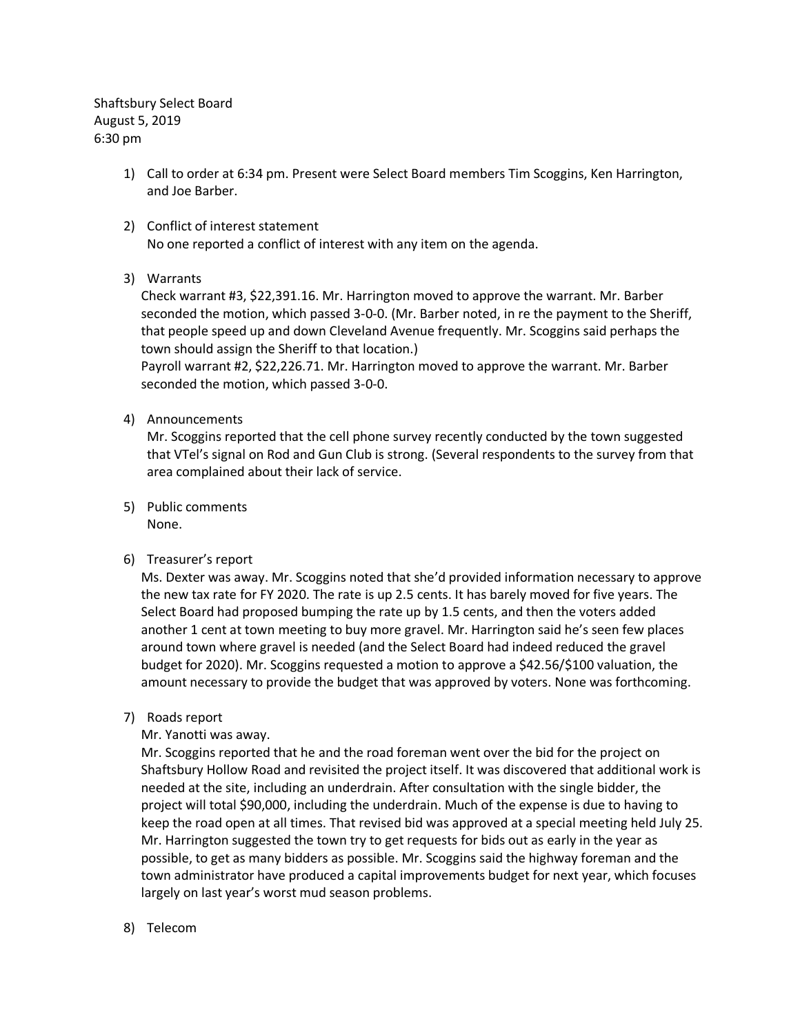Shaftsbury Select Board
August 5, 2019
6:30 pm

1) Call to order at 6:34 pm. Present were Select Board members Tim Scoggins, Ken Harrington, and Joe Barber.

2) Conflict of interest statement
   No one reported a conflict of interest with any item on the agenda.

3) Warrants
   Check warrant #3, $22,391.16. Mr. Harrington moved to approve the warrant. Mr. Barber seconded the motion, which passed 3-0-0. (Mr. Barber noted, in re the payment to the Sheriff, that people speed up and down Cleveland Avenue frequently. Mr. Scoggins said perhaps the town should assign the Sheriff to that location.)
   Payroll warrant #2, $22,226.71. Mr. Harrington moved to approve the warrant. Mr. Barber seconded the motion, which passed 3-0-0.

4) Announcements
   Mr. Scoggins reported that the cell phone survey recently conducted by the town suggested that VTel's signal on Rod and Gun Club is strong. (Several respondents to the survey from that area complained about their lack of service.

5) Public comments
   None.

6) Treasurer's report
   Ms. Dexter was away. Mr. Scoggins noted that she'd provided information necessary to approve the new tax rate for FY 2020. The rate is up 2.5 cents. It has barely moved for five years. The Select Board had proposed bumping the rate up by 1.5 cents, and then the voters added another 1 cent at town meeting to buy more gravel. Mr. Harrington said he's seen few places around town where gravel is needed (and the Select Board had indeed reduced the gravel budget for 2020). Mr. Scoggins requested a motion to approve a $42.56/$100 valuation, the amount necessary to provide the budget that was approved by voters. None was forthcoming.

7) Roads report
   Mr. Yanotti was away.
   Mr. Scoggins reported that he and the road foreman went over the bid for the project on Shaftsbury Hollow Road and revisited the project itself. It was discovered that additional work is needed at the site, including an underdrain. After consultation with the single bidder, the project will total $90,000, including the underdrain. Much of the expense is due to having to keep the road open at all times. That revised bid was approved at a special meeting held July 25. Mr. Harrington suggested the town try to get requests for bids out as early in the year as possible, to get as many bidders as possible. Mr. Scoggins said the highway foreman and the town administrator have produced a capital improvements budget for next year, which focuses largely on last year's worst mud season problems.

8) Telecom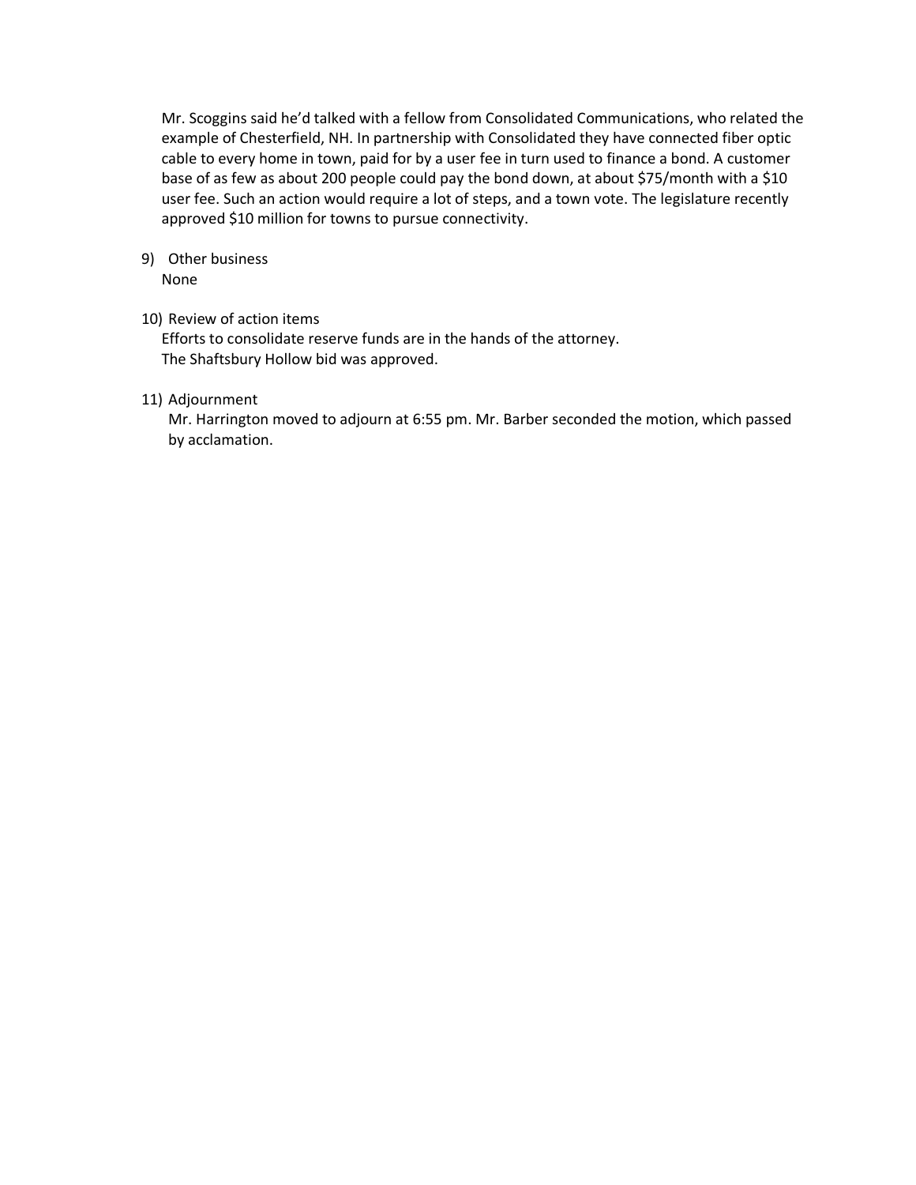Mr. Scoggins said he'd talked with a fellow from Consolidated Communications, who related the example of Chesterfield, NH. In partnership with Consolidated they have connected fiber optic cable to every home in town, paid for by a user fee in turn used to finance a bond. A customer base of as few as about 200 people could pay the bond down, at about $75/month with a $10 user fee. Such an action would require a lot of steps, and a town vote. The legislature recently approved $10 million for towns to pursue connectivity.

9) Other business

   None

10) Review of action items

    Efforts to consolidate reserve funds are in the hands of the attorney.

    The Shaftsbury Hollow bid was approved.

11) Adjournment

    Mr. Harrington moved to adjourn at 6:55 pm. Mr. Barber seconded the motion, which passed by acclamation.